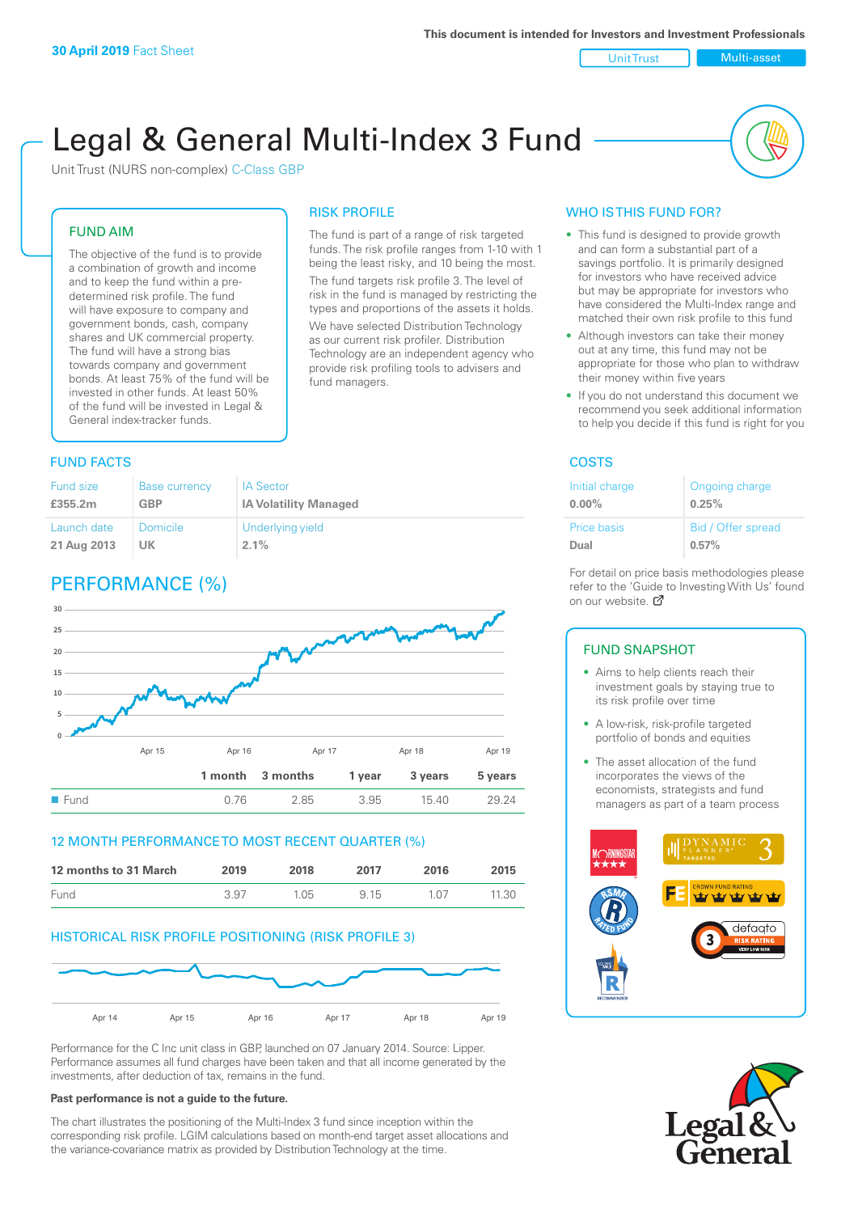**30 April 2019** Fact Sheet

This document is intended for Investors and Investment Professionals

Unit Trust | Multi-asset

# Legal & General Multi-Index 3 Fund

Unit Trust (NURS non-complex) C-Class GBP

## FUND AIM

The objective of the fund is to provide a combination of growth and income and to keep the fund within a pre-determined risk profile. The fund will have exposure to company and government bonds, cash, company shares and UK commercial property. The fund will have a strong bias towards company and government bonds. At least 75% of the fund will be invested in other funds. At least 50% of the fund will be invested in Legal & General index-tracker funds.

## RISK PROFILE

The fund is part of a range of risk targeted funds. The risk profile ranges from 1-10 with 1 being the least risky, and 10 being the most.

The fund targets risk profile 3. The level of risk in the fund is managed by restricting the types and proportions of the assets it holds.

We have selected Distribution Technology as our current risk profiler. Distribution Technology are an independent agency who provide risk profiling tools to advisers and fund managers.

## WHO IS THIS FUND FOR?

- This fund is designed to provide growth and can form a substantial part of a savings portfolio. It is primarily designed for investors who have received advice but may be appropriate for investors who have considered the Multi-Index range and matched their own risk profile to this fund
- Although investors can take their money out at any time, this fund may not be appropriate for those who plan to withdraw their money within five years
- If you do not understand this document we recommend you seek additional information to help you decide if this fund is right for you

## FUND FACTS

| Fund size | Base currency | IA Sector |
|---|---|---|
| **£355.2m** | **GBP** | **IA Volatility Managed** |
| Launch date | Domicile | Underlying yield |
| **21 Aug 2013** | **UK** | **2.1%** |

## COSTS

| Initial charge | Ongoing charge |
|---|---|
| **0.00%** | **0.25%** |
| Price basis | Bid / Offer spread |
| **Dual** | **0.57%** |

For detail on price basis methodologies please refer to the 'Guide to Investing With Us' found on our website.

## PERFORMANCE (%)

| | 1 month | 3 months | 1 year | 3 years | 5 years |
|---|---|---|---|---|---|
| Fund | 0.76 | 2.85 | 3.95 | 15.40 | 29.24 |

## 12 MONTH PERFORMANCE TO MOST RECENT QUARTER (%)

| 12 months to 31 March | 2019 | 2018 | 2017 | 2016 | 2015 |
|---|---|---|---|---|---|
| Fund | 3.97 | 1.05 | 9.15 | 1.07 | 11.30 |

## HISTORICAL RISK PROFILE POSITIONING (RISK PROFILE 3)

Performance for the C Inc unit class in GBP, launched on 07 January 2014. Source: Lipper. Performance assumes all fund charges have been taken and that all income generated by the investments, after deduction of tax, remains in the fund.

**Past performance is not a guide to the future.**

The chart illustrates the positioning of the Multi-Index 3 fund since inception within the corresponding risk profile. LGIM calculations based on month-end target asset allocations and the variance-covariance matrix as provided by Distribution Technology at the time.

## FUND SNAPSHOT

- Aims to help clients reach their investment goals by staying true to its risk profile over time
- A low-risk, risk-profile targeted portfolio of bonds and equities
- The asset allocation of the fund incorporates the views of the economists, strategists and fund managers as part of a team process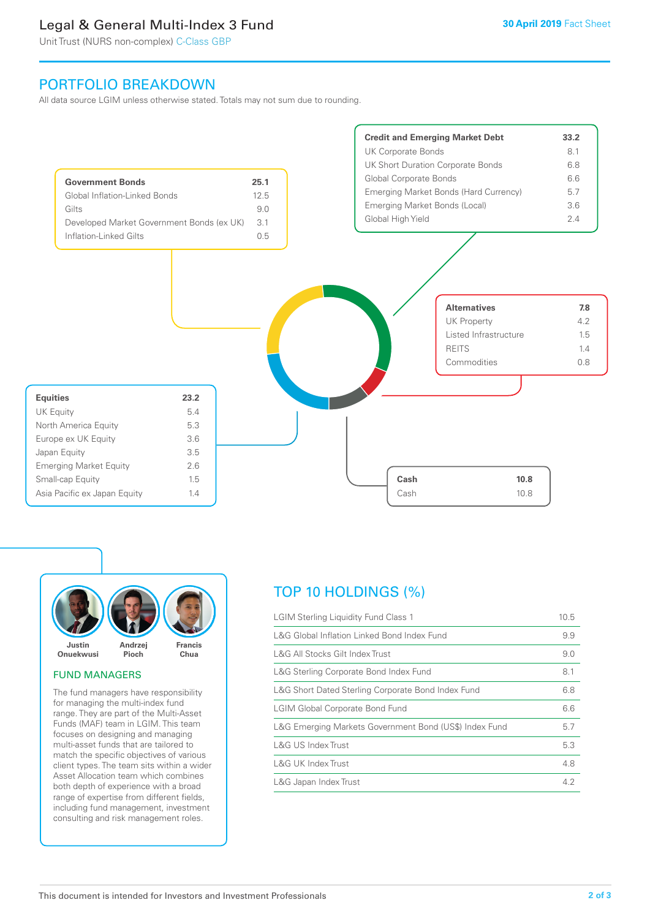# Legal & General Multi-Index 3 Fund

Unit Trust (NURS non-complex) C-Class GBP

30 April 2019 Fact Sheet

## PORTFOLIO BREAKDOWN

All data source LGIM unless otherwise stated. Totals may not sum due to rounding.

| Government Bonds | 25.1 |
|---|---|
| Global Inflation-Linked Bonds | 12.5 |
| Gilts | 9.0 |
| Developed Market Government Bonds (ex UK) | 3.1 |
| Inflation-Linked Gilts | 0.5 |

| Credit and Emerging Market Debt | 33.2 |
|---|---|
| UK Corporate Bonds | 8.1 |
| UK Short Duration Corporate Bonds | 6.8 |
| Global Corporate Bonds | 6.6 |
| Emerging Market Bonds (Hard Currency) | 5.7 |
| Emerging Market Bonds (Local) | 3.6 |
| Global High Yield | 2.4 |

| Alternatives | 7.8 |
|---|---|
| UK Property | 4.2 |
| Listed Infrastructure | 1.5 |
| REITS | 1.4 |
| Commodities | 0.8 |

| Equities | 23.2 |
|---|---|
| UK Equity | 5.4 |
| North America Equity | 5.3 |
| Europe ex UK Equity | 3.6 |
| Japan Equity | 3.5 |
| Emerging Market Equity | 2.6 |
| Small-cap Equity | 1.5 |
| Asia Pacific ex Japan Equity | 1.4 |

| Cash | 10.8 |
|---|---|
| Cash | 10.8 |

Justin Onuekwusi, Andrzej Pioch, Francis Chua

### FUND MANAGERS

The fund managers have responsibility for managing the multi-index fund range. They are part of the Multi-Asset Funds (MAF) team in LGIM. This team focuses on designing and managing multi-asset funds that are tailored to match the specific objectives of various client types. The team sits within a wider Asset Allocation team which combines both depth of experience with a broad range of expertise from different fields, including fund management, investment consulting and risk management roles.

## TOP 10 HOLDINGS (%)

| Holding | % |
|---|---|
| LGIM Sterling Liquidity Fund Class 1 | 10.5 |
| L&G Global Inflation Linked Bond Index Fund | 9.9 |
| L&G All Stocks Gilt Index Trust | 9.0 |
| L&G Sterling Corporate Bond Index Fund | 8.1 |
| L&G Short Dated Sterling Corporate Bond Index Fund | 6.8 |
| LGIM Global Corporate Bond Fund | 6.6 |
| L&G Emerging Markets Government Bond (US$) Index Fund | 5.7 |
| L&G US Index Trust | 5.3 |
| L&G UK Index Trust | 4.8 |
| L&G Japan Index Trust | 4.2 |

This document is intended for Investors and Investment Professionals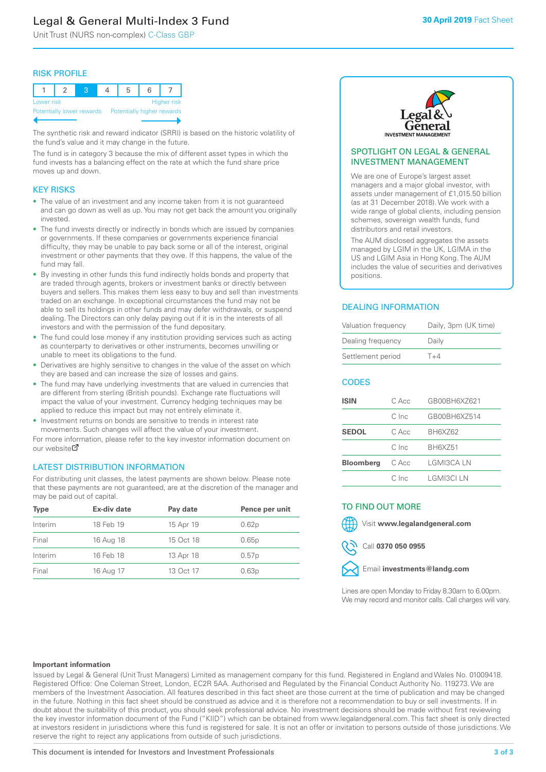# Legal & General Multi-Index 3 Fund

Unit Trust (NURS non-complex) C-Class GBP

30 April 2019 Fact Sheet

## RISK PROFILE

| 1 | 2 | 3 | 4 | 5 | 6 | 7 |
|---|---|---|---|---|---|---|

Lower risk — Higher risk

Potentially lower rewards — Potentially higher rewards

The synthetic risk and reward indicator (SRRI) is based on the historic volatility of the fund's value and it may change in the future.

The fund is in category 3 because the mix of different asset types in which the fund invests has a balancing effect on the rate at which the fund share price moves up and down.

## KEY RISKS

- The value of an investment and any income taken from it is not guaranteed and can go down as well as up. You may not get back the amount you originally invested.
- The fund invests directly or indirectly in bonds which are issued by companies or governments. If these companies or governments experience financial difficulty, they may be unable to pay back some or all of the interest, original investment or other payments that they owe. If this happens, the value of the fund may fall.
- By investing in other funds this fund indirectly holds bonds and property that are traded through agents, brokers or investment banks or directly between buyers and sellers. This makes them less easy to buy and sell than investments traded on an exchange. In exceptional circumstances the fund may not be able to sell its holdings in other funds and may defer withdrawals, or suspend dealing. The Directors can only delay paying out if it is in the interests of all investors and with the permission of the fund depositary.
- The fund could lose money if any institution providing services such as acting as counterparty to derivatives or other instruments, becomes unwilling or unable to meet its obligations to the fund.
- Derivatives are highly sensitive to changes in the value of the asset on which they are based and can increase the size of losses and gains.
- The fund may have underlying investments that are valued in currencies that are different from sterling (British pounds). Exchange rate fluctuations will impact the value of your investment. Currency hedging techniques may be applied to reduce this impact but may not entirely eliminate it.
- Investment returns on bonds are sensitive to trends in interest rate movements. Such changes will affect the value of your investment.

For more information, please refer to the key investor information document on our website

## LATEST DISTRIBUTION INFORMATION

For distributing unit classes, the latest payments are shown below. Please note that these payments are not guaranteed, are at the discretion of the manager and may be paid out of capital.

| Type | Ex-div date | Pay date | Pence per unit |
|---|---|---|---|
| Interim | 18 Feb 19 | 15 Apr 19 | 0.62p |
| Final | 16 Aug 18 | 15 Oct 18 | 0.65p |
| Interim | 16 Feb 18 | 13 Apr 18 | 0.57p |
| Final | 16 Aug 17 | 13 Oct 17 | 0.63p |

## SPOTLIGHT ON LEGAL & GENERAL INVESTMENT MANAGEMENT

We are one of Europe's largest asset managers and a major global investor, with assets under management of £1,015.50 billion (as at 31 December 2018). We work with a wide range of global clients, including pension schemes, sovereign wealth funds, fund distributors and retail investors.

The AUM disclosed aggregates the assets managed by LGIM in the UK, LGIMA in the US and LGIM Asia in Hong Kong. The AUM includes the value of securities and derivatives positions.

## DEALING INFORMATION

| | |
|---|---|
| Valuation frequency | Daily, 3pm (UK time) |
| Dealing frequency | Daily |
| Settlement period | T+4 |

## CODES

| | | |
|---|---|---|
| **ISIN** | C Acc | GB00BH6XZ621 |
| | C Inc | GB00BH6XZ514 |
| **SEDOL** | C Acc | BH6XZ62 |
| | C Inc | BH6XZ51 |
| **Bloomberg** | C Acc | LGMI3CA LN |
| | C Inc | LGMI3CI LN |

## TO FIND OUT MORE

Visit **www.legalandgeneral.com**

Call **0370 050 0955**

Email **investments@landg.com**

Lines are open Monday to Friday 8.30am to 6.00pm. We may record and monitor calls. Call charges will vary.

**Important information**

Issued by Legal & General (Unit Trust Managers) Limited as management company for this fund. Registered in England and Wales No. 01009418. Registered Office: One Coleman Street, London, EC2R 5AA. Authorised and Regulated by the Financial Conduct Authority No. 119273. We are members of the Investment Association. All features described in this fact sheet are those current at the time of publication and may be changed in the future. Nothing in this fact sheet should be construed as advice and it is therefore not a recommendation to buy or sell investments. If in doubt about the suitability of this product, you should seek professional advice. No investment decisions should be made without first reviewing the key investor information document of the Fund ("KIID") which can be obtained from www.legalandgeneral.com. This fact sheet is only directed at investors resident in jurisdictions where this fund is registered for sale. It is not an offer or invitation to persons outside of those jurisdictions. We reserve the right to reject any applications from outside of such jurisdictions.

This document is intended for Investors and Investment Professionals